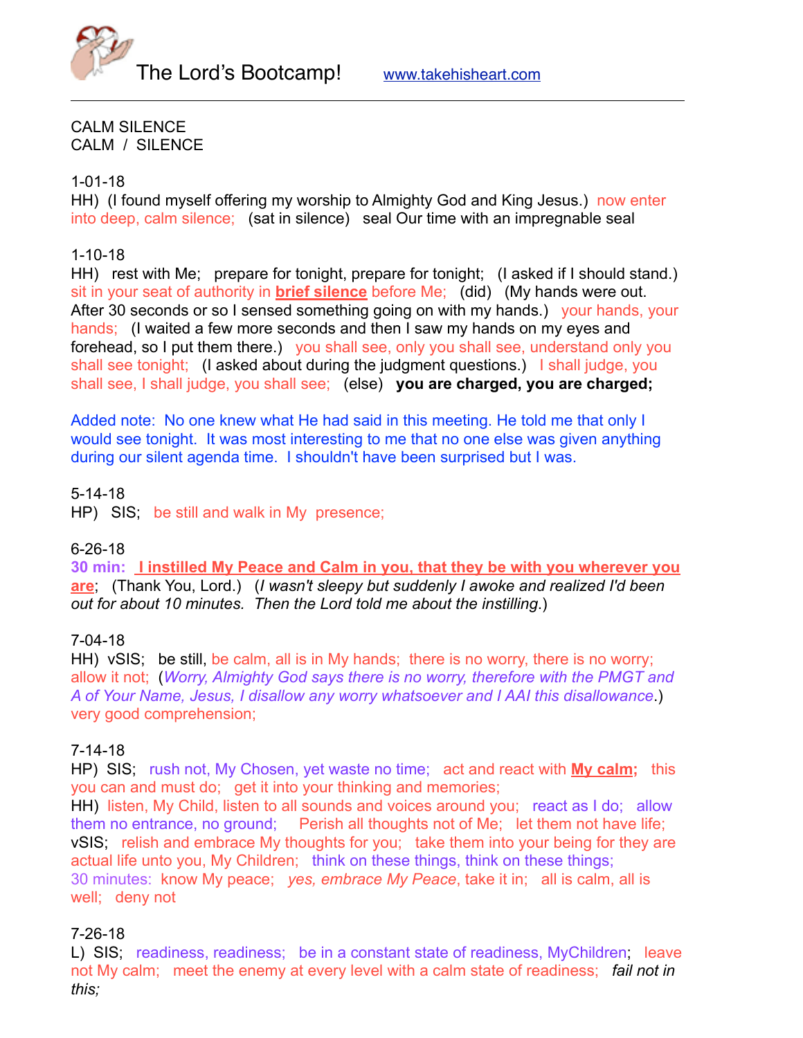# The Lord's Bootcamp!

www.takehisheart.com

---

CALM SILENCE
CALM / SILENCE

1-01-18
HH) (I found myself offering my worship to Almighty God and King Jesus.) now enter into deep, calm silence; (sat in silence) seal Our time with an impregnable seal

1-10-18
HH) rest with Me; prepare for tonight, prepare for tonight; (I asked if I should stand.) sit in your seat of authority in **brief silence** before Me; (did) (My hands were out. After 30 seconds or so I sensed something going on with my hands.) your hands, your hands; (I waited a few more seconds and then I saw my hands on my eyes and forehead, so I put them there.) you shall see, only you shall see, understand only you shall see tonight; (I asked about during the judgment questions.) I shall judge, you shall see, I shall judge, you shall see; (else) **you are charged, you are charged;**

Added note: No one knew what He had said in this meeting. He told me that only I would see tonight. It was most interesting to me that no one else was given anything during our silent agenda time. I shouldn't have been surprised but I was.

5-14-18
HP) SIS; be still and walk in My presence;

6-26-18
30 min: **I instilled My Peace and Calm in you, that they be with you wherever you are**; (Thank You, Lord.) (*I wasn't sleepy but suddenly I awoke and realized I'd been out for about 10 minutes. Then the Lord told me about the instilling.*)

7-04-18
HH) vSIS; be still, be calm, all is in My hands; there is no worry, there is no worry; allow it not; (*Worry, Almighty God says there is no worry, therefore with the PMGT and A of Your Name, Jesus, I disallow any worry whatsoever and I AAI this disallowance*.) very good comprehension;

7-14-18
HP) SIS; rush not, My Chosen, yet waste no time; act and react with **My calm;** this you can and must do; get it into your thinking and memories;
HH) listen, My Child, listen to all sounds and voices around you; react as I do; allow them no entrance, no ground; Perish all thoughts not of Me; let them not have life;
vSIS; relish and embrace My thoughts for you; take them into your being for they are actual life unto you, My Children; think on these things, think on these things;
30 minutes: know My peace; *yes, embrace My Peace*, take it in; all is calm, all is well; deny not

7-26-18
L) SIS; readiness, readiness; be in a constant state of readiness, MyChildren; leave not My calm; meet the enemy at every level with a calm state of readiness; *fail not in this;*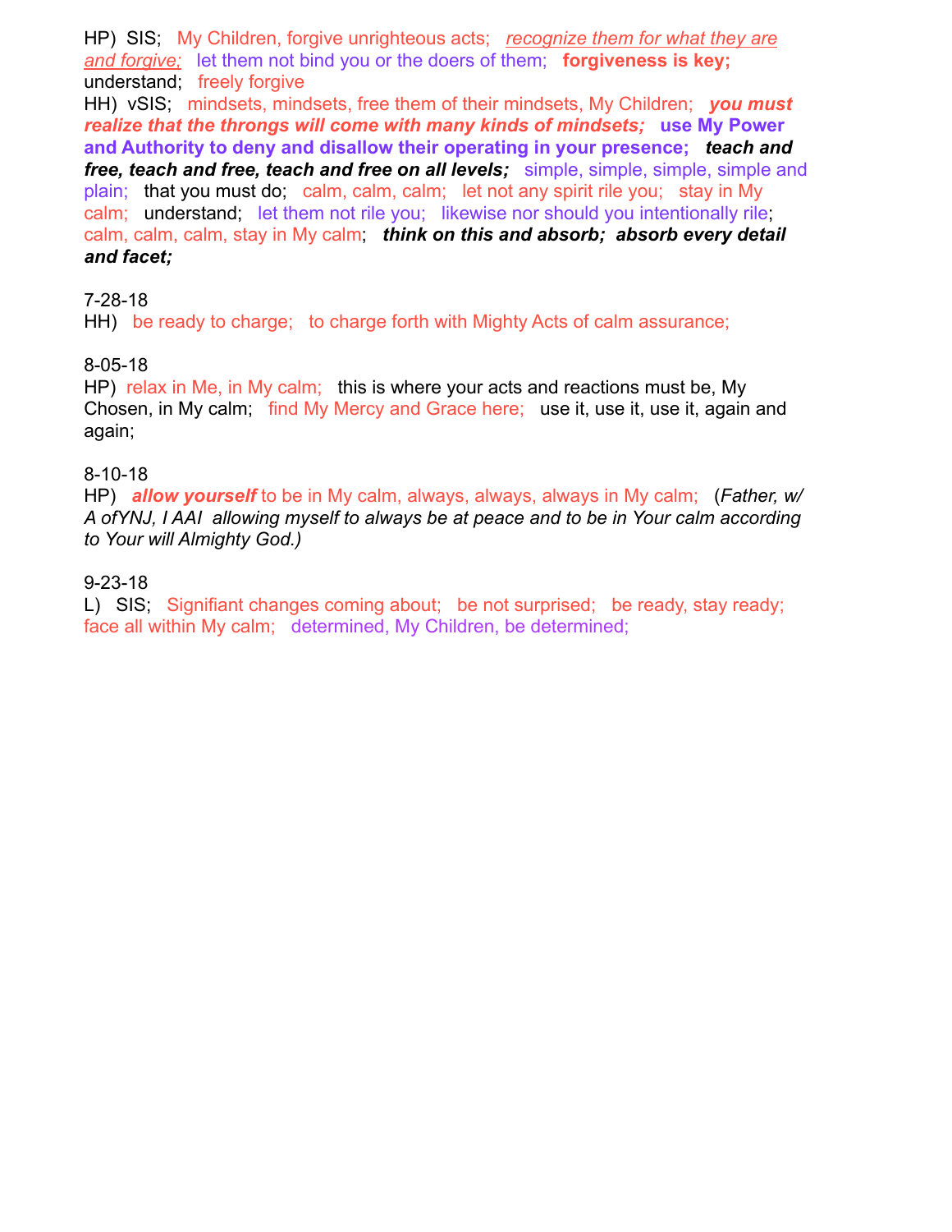HP)  SIS;   My Children, forgive unrighteous acts;   *recognize them for what they are and forgive;*   let them not bind you or the doers of them;   **forgiveness is key;**   understand;   freely forgive

HH)  vSIS;   mindsets, mindsets, free them of their mindsets, My Children;   ***you must realize that the throngs will come with many kinds of mindsets;***   **use My Power and Authority to deny and disallow their operating in your presence;**   ***teach and free, teach and free, teach and free on all levels;***   simple, simple, simple, simple and plain;   that you must do;   calm, calm, calm;   let not any spirit rile you;   stay in My calm;   understand;   let them not rile you;   likewise nor should you intentionally rile;   calm, calm, calm, stay in My calm;   ***think on this and absorb;  absorb every detail and facet;***

7-28-18

HH)   be ready to charge;   to charge forth with Mighty Acts of calm assurance;

8-05-18

HP)  relax in Me, in My calm;   this is where your acts and reactions must be, My Chosen, in My calm;   find My Mercy and Grace here;   use it, use it, use it, again and again;

8-10-18

HP)   ***allow yourself*** to be in My calm, always, always, always in My calm;   (*Father, w/ A ofYNJ, I AAI  allowing myself to always be at peace and to be in Your calm according to Your will Almighty God.)*

9-23-18

L)   SIS;   Signifiant changes coming about;   be not surprised;   be ready, stay ready;   face all within My calm;   determined, My Children, be determined;